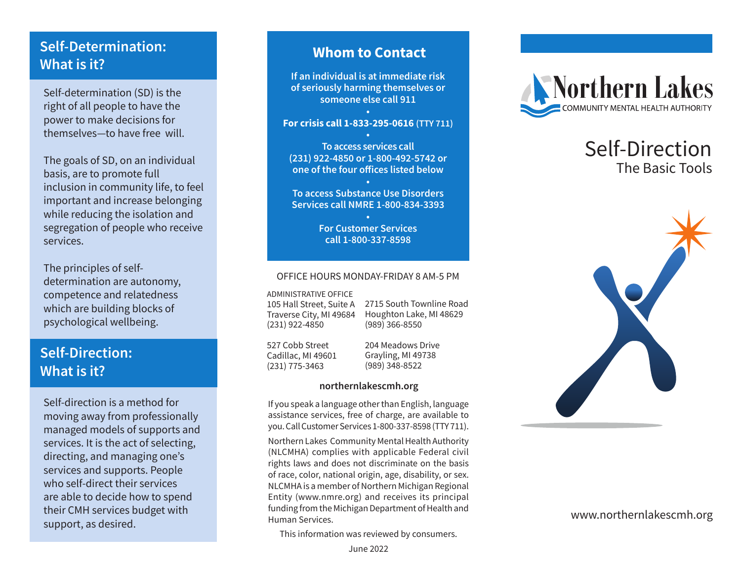## Self-Determination: What is it?

Self-determination (SD) is the right of all people to have the power to make decisions for themselves—to have free will.

The goals of SD, on an individual basis, are to promote full inclusion in community life, to feel important and increase belonging while reducing the isolation and segregation of people who receive services.

The principles of self-determination are autonomy, competence and relatedness which are building blocks of psychological wellbeing.

## Self-Direction: What is it?

Self-direction is a method for moving away from professionally managed models of supports and services. It is the act of selecting, directing, and managing one's services and supports. People who self-direct their services are able to decide how to spend their CMH services budget with support, as desired.

## Whom to Contact

**If an individual is at immediate risk of seriously harming themselves or someone else call 911**

•

**For crisis call 1-833-295-0616** (TTY 711)

•

**To access services call (231) 922-4850 or 1-800-492-5742 or one of the four offices listed below**

•

**To access Substance Use Disorders Services call NMRE 1-800-834-3393**

•

**For Customer Services call 1-800-337-8598**

OFFICE HOURS MONDAY-FRIDAY 8 AM-5 PM

ADMINISTRATIVE OFFICE
105 Hall Street, Suite A
Traverse City, MI 49684
(231) 922-4850

2715 South Townline Road
Houghton Lake, MI 48629
(989) 366-8550

527 Cobb Street
Cadillac, MI 49601
(231) 775-3463

204 Meadows Drive
Grayling, MI 49738
(989) 348-8522

**northernlakescmh.org**

If you speak a language other than English, language assistance services, free of charge, are available to you. Call Customer Services 1-800-337-8598 (TTY 711).

Northern Lakes Community Mental Health Authority (NLCMHA) complies with applicable Federal civil rights laws and does not discriminate on the basis of race, color, national origin, age, disability, or sex. NLCMHA is a member of Northern Michigan Regional Entity (www.nmre.org) and receives its principal funding from the Michigan Department of Health and Human Services.

This information was reviewed by consumers.

June 2022

Northern Lakes
COMMUNITY MENTAL HEALTH AUTHORITY

# Self-Direction
## The Basic Tools

www.northernlakescmh.org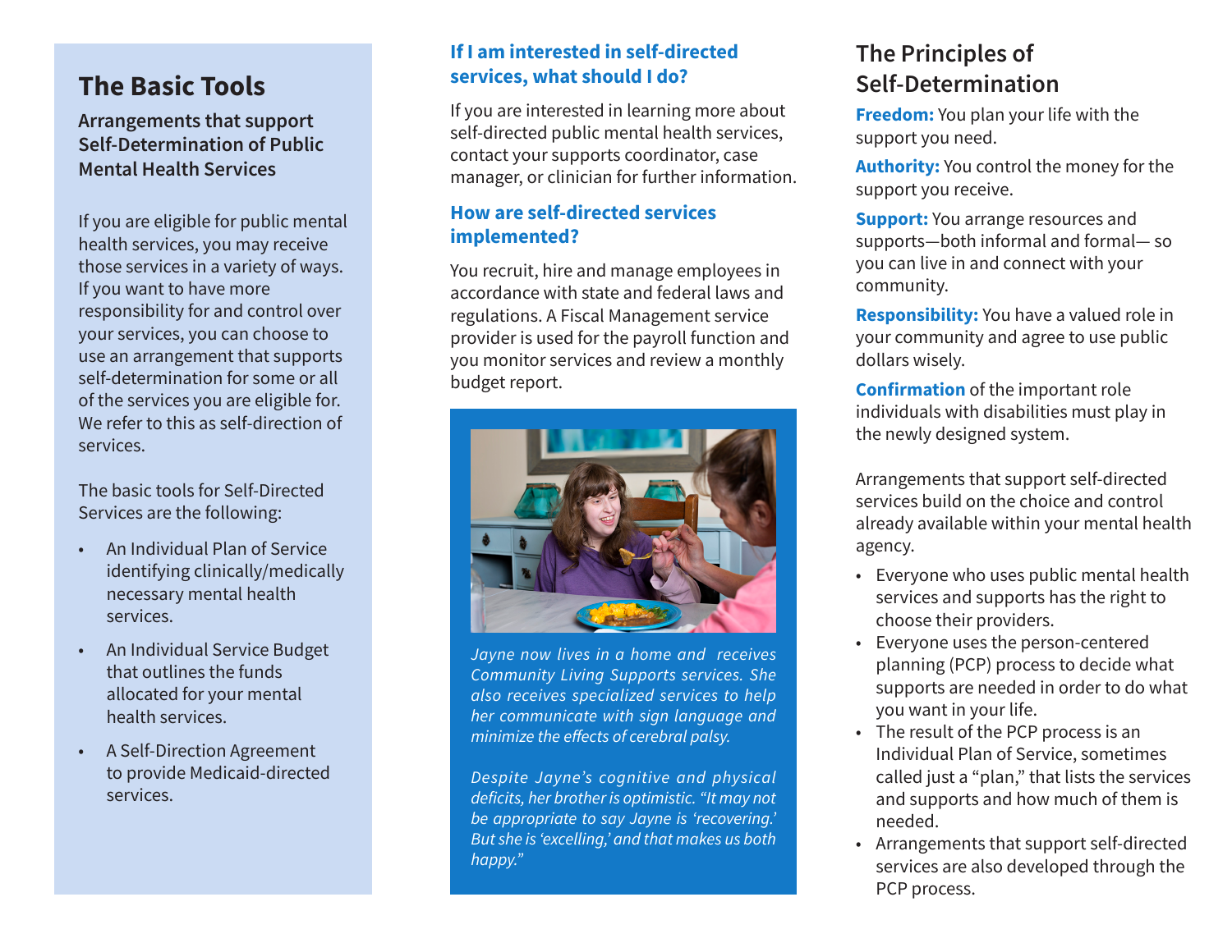## The Basic Tools

**Arrangements that support Self-Determination of Public Mental Health Services**

If you are eligible for public mental health services, you may receive those services in a variety of ways. If you want to have more responsibility for and control over your services, you can choose to use an arrangement that supports self-determination for some or all of the services you are eligible for. We refer to this as self-direction of services.

The basic tools for Self-Directed Services are the following:

- An Individual Plan of Service identifying clinically/medically necessary mental health services.
- An Individual Service Budget that outlines the funds allocated for your mental health services.
- A Self-Direction Agreement to provide Medicaid-directed services.

### If I am interested in self-directed services, what should I do?

If you are interested in learning more about self-directed public mental health services, contact your supports coordinator, case manager, or clinician for further information.

### How are self-directed services implemented?

You recruit, hire and manage employees in accordance with state and federal laws and regulations. A Fiscal Management service provider is used for the payroll function and you monitor services and review a monthly budget report.

*Jayne now lives in a home and receives Community Living Supports services. She also receives specialized services to help her communicate with sign language and minimize the effects of cerebral palsy.*

*Despite Jayne's cognitive and physical deficits, her brother is optimistic. "It may not be appropriate to say Jayne is 'recovering.' But she is 'excelling,' and that makes us both happy."*

## The Principles of Self-Determination

**Freedom:** You plan your life with the support you need.

**Authority:** You control the money for the support you receive.

**Support:** You arrange resources and supports—both informal and formal— so you can live in and connect with your community.

**Responsibility:** You have a valued role in your community and agree to use public dollars wisely.

**Confirmation** of the important role individuals with disabilities must play in the newly designed system.

Arrangements that support self-directed services build on the choice and control already available within your mental health agency.

- Everyone who uses public mental health services and supports has the right to choose their providers.
- Everyone uses the person-centered planning (PCP) process to decide what supports are needed in order to do what you want in your life.
- The result of the PCP process is an Individual Plan of Service, sometimes called just a "plan," that lists the services and supports and how much of them is needed.
- Arrangements that support self-directed services are also developed through the PCP process.